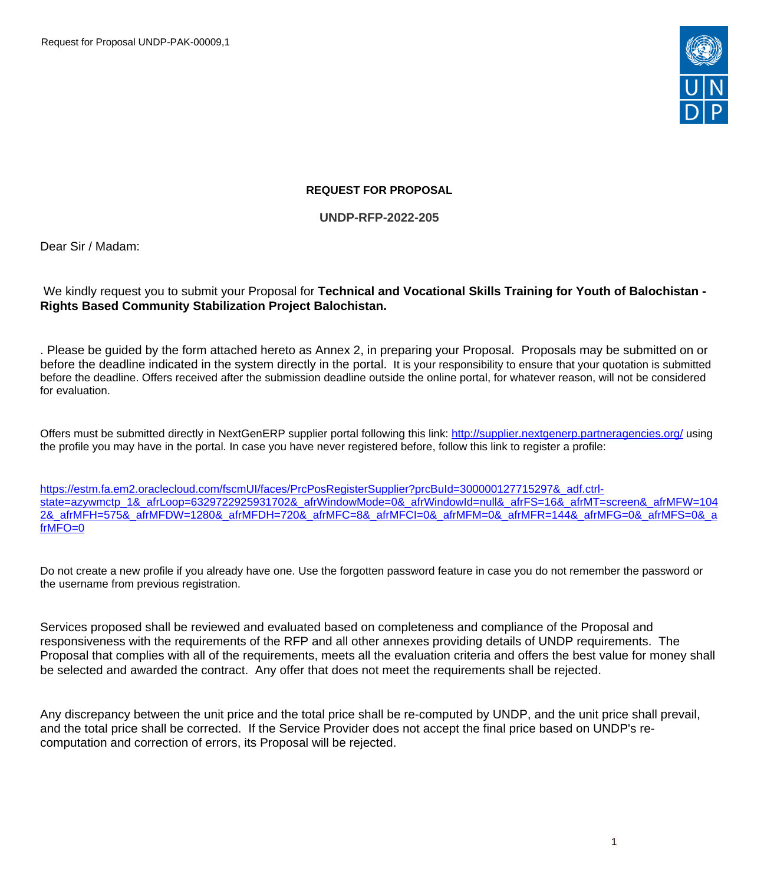Request for Proposal UNDP-PAK-00009,1

**REQUEST FOR PROPOSAL**

**UNDP-RFP-2022-205**

Dear Sir / Madam:

We kindly request you to submit your Proposal for **Technical and Vocational Skills Training for Youth of Balochistan - Rights Based Community Stabilization Project Balochistan.**

. Please be guided by the form attached hereto as Annex 2, in preparing your Proposal. Proposals may be submitted on or before the deadline indicated in the system directly in the portal. It is your responsibility to ensure that your quotation is submitted before the deadline. Offers received after the submission deadline outside the online portal, for whatever reason, will not be considered for evaluation.

Offers must be submitted directly in NextGenERP supplier portal following this link: [http://supplier.nextgenerp.partneragencies.org/](http://supplier.nextgenerp.partneragencies.org/) using the profile you may have in the portal. In case you have never registered before, follow this link to register a profile:

[https://estm.fa.em2.oraclecloud.com/fscmUI/faces/PrcPosRegisterSupplier?prcBuId=300000127715297&_adf.ctrl-state=azywmctp_1&_afrLoop=6329722925931702&_afrWindowMode=0&_afrWindowId=null&_afrFS=16&_afrMT=screen&_afrMFW=1042&_afrMFH=575&_afrMFDW=1280&_afrMFDH=720&_afrMFC=8&_afrMFCI=0&_afrMFM=0&_afrMFR=144&_afrMFG=0&_afrMFS=0&_afrMFO=0](https://estm.fa.em2.oraclecloud.com/fscmUI/faces/PrcPosRegisterSupplier?prcBuId=300000127715297&_adf.ctrl-state=azywmctp_1&_afrLoop=6329722925931702&_afrWindowMode=0&_afrWindowId=null&_afrFS=16&_afrMT=screen&_afrMFW=1042&_afrMFH=575&_afrMFDW=1280&_afrMFDH=720&_afrMFC=8&_afrMFCI=0&_afrMFM=0&_afrMFR=144&_afrMFG=0&_afrMFS=0&_afrMFO=0)

Do not create a new profile if you already have one. Use the forgotten password feature in case you do not remember the password or the username from previous registration.

Services proposed shall be reviewed and evaluated based on completeness and compliance of the Proposal and responsiveness with the requirements of the RFP and all other annexes providing details of UNDP requirements. The Proposal that complies with all of the requirements, meets all the evaluation criteria and offers the best value for money shall be selected and awarded the contract. Any offer that does not meet the requirements shall be rejected.

Any discrepancy between the unit price and the total price shall be re-computed by UNDP, and the unit price shall prevail, and the total price shall be corrected. If the Service Provider does not accept the final price based on UNDP's re-computation and correction of errors, its Proposal will be rejected.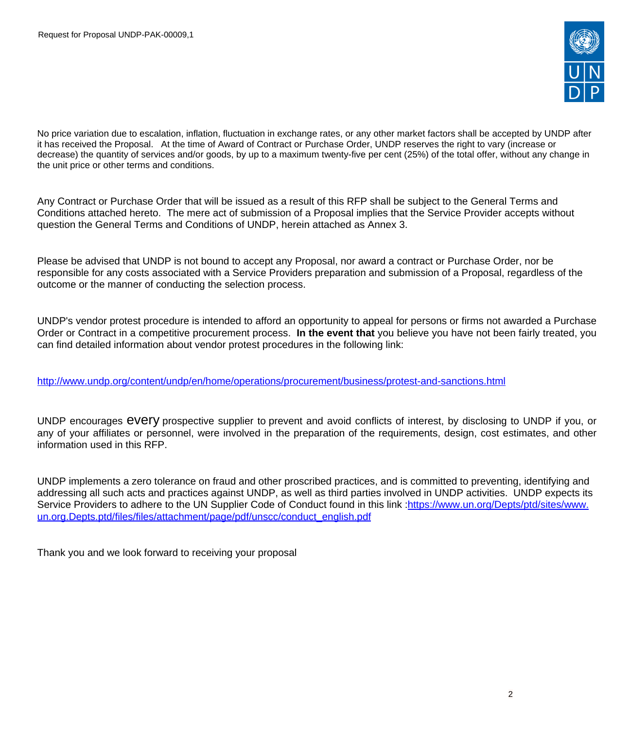No price variation due to escalation, inflation, fluctuation in exchange rates, or any other market factors shall be accepted by UNDP after it has received the Proposal. At the time of Award of Contract or Purchase Order, UNDP reserves the right to vary (increase or decrease) the quantity of services and/or goods, by up to a maximum twenty-five per cent (25%) of the total offer, without any change in the unit price or other terms and conditions.

Any Contract or Purchase Order that will be issued as a result of this RFP shall be subject to the General Terms and Conditions attached hereto. The mere act of submission of a Proposal implies that the Service Provider accepts without question the General Terms and Conditions of UNDP, herein attached as Annex 3.

Please be advised that UNDP is not bound to accept any Proposal, nor award a contract or Purchase Order, nor be responsible for any costs associated with a Service Providers preparation and submission of a Proposal, regardless of the outcome or the manner of conducting the selection process.

UNDP's vendor protest procedure is intended to afford an opportunity to appeal for persons or firms not awarded a Purchase Order or Contract in a competitive procurement process. **In the event that** you believe you have not been fairly treated, you can find detailed information about vendor protest procedures in the following link:

[http://www.undp.org/content/undp/en/home/operations/procurement/business/protest-and-sanctions.html](http://www.undp.org/content/undp/en/home/operations/procurement/business/protest-and-sanctions.html)

UNDP encourages every prospective supplier to prevent and avoid conflicts of interest, by disclosing to UNDP if you, or any of your affiliates or personnel, were involved in the preparation of the requirements, design, cost estimates, and other information used in this RFP.

UNDP implements a zero tolerance on fraud and other proscribed practices, and is committed to preventing, identifying and addressing all such acts and practices against UNDP, as well as third parties involved in UNDP activities. UNDP expects its Service Providers to adhere to the UN Supplier Code of Conduct found in this link :[https://www.un.org/Depts/ptd/sites/www.un.org.Depts.ptd/files/files/attachment/page/pdf/unscc/conduct_english.pdf](https://www.un.org/Depts/ptd/sites/www.un.org.Depts.ptd/files/files/attachment/page/pdf/unscc/conduct_english.pdf)

Thank you and we look forward to receiving your proposal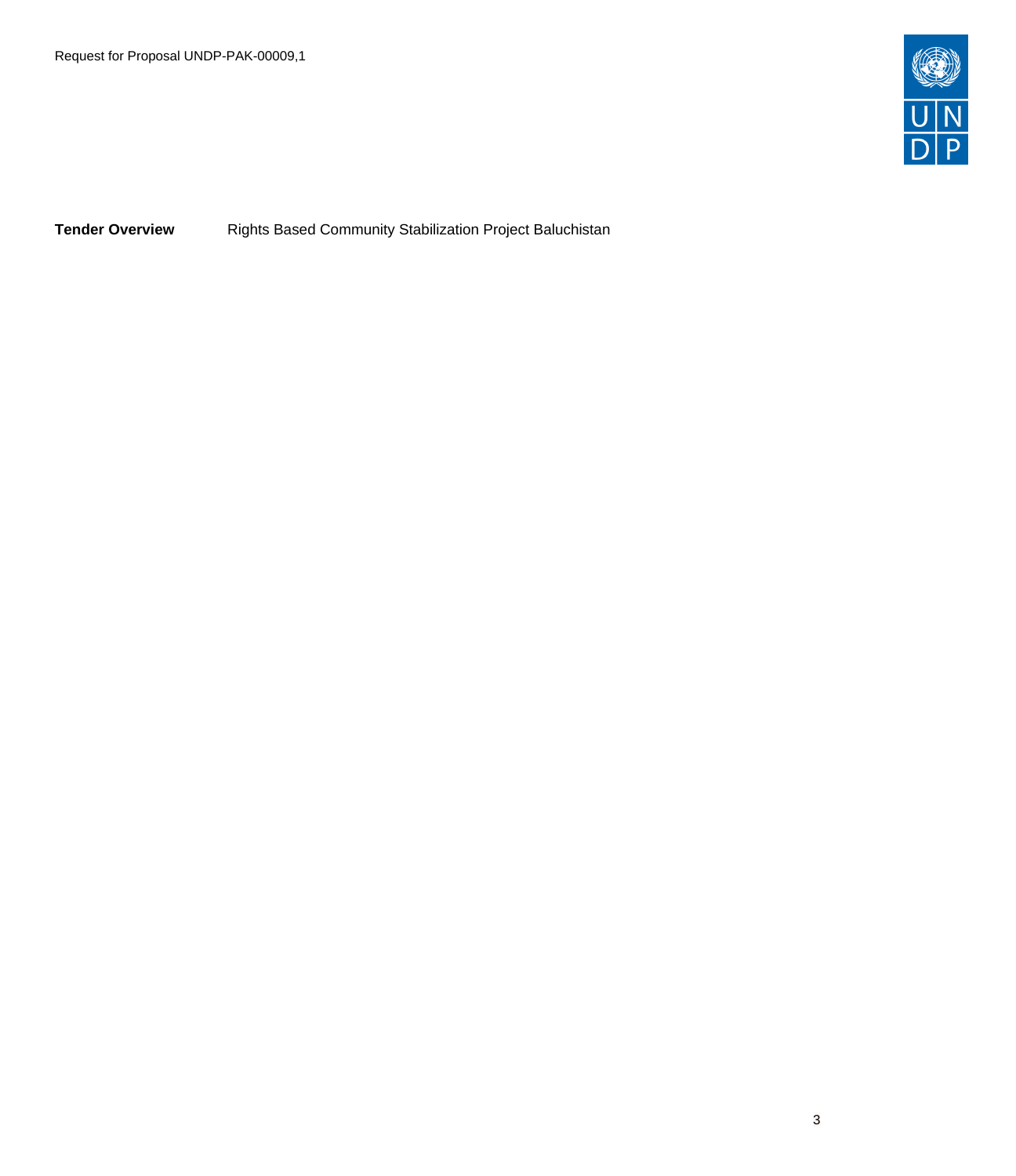| **Tender Overview** | Rights Based Community Stabilization Project Baluchistan |
| --- | --- |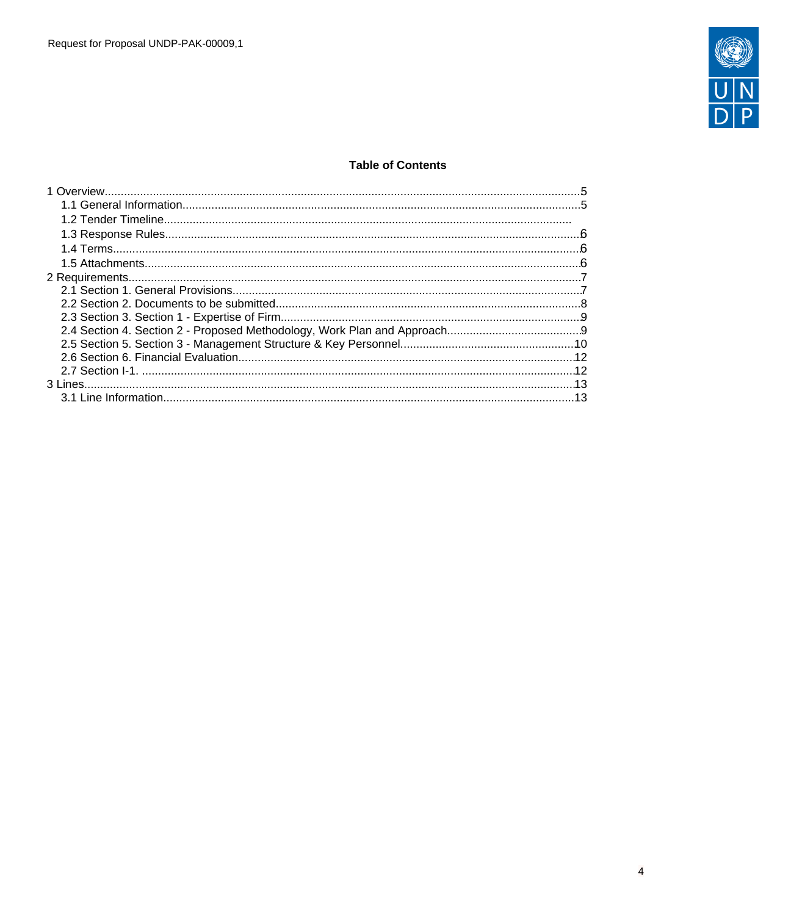**Table of Contents**

1 Overview....................................................................................................................................5
- 1.1 General Information.............................................................................................................5
- 1.2 Tender Timeline..................................................................................................................
- 1.3 Response Rules..................................................................................................................6
- 1.4 Terms..................................................................................................................................6
- 1.5 Attachments........................................................................................................................6

2 Requirements.............................................................................................................................7
- 2.1 Section 1. General Provisions.............................................................................................7
- 2.2 Section 2. Documents to be submitted................................................................................8
- 2.3 Section 3. Section 1 - Expertise of Firm...............................................................................9
- 2.4 Section 4. Section 2 - Proposed Methodology, Work Plan and Approach...........................9
- 2.5 Section 5. Section 3 - Management Structure & Key Personnel........................................10
- 2.6 Section 6. Financial Evaluation..........................................................................................12
- 2.7 Section I-1. .......................................................................................................................12

3 Lines.........................................................................................................................................13
- 3.1 Line Information.................................................................................................................13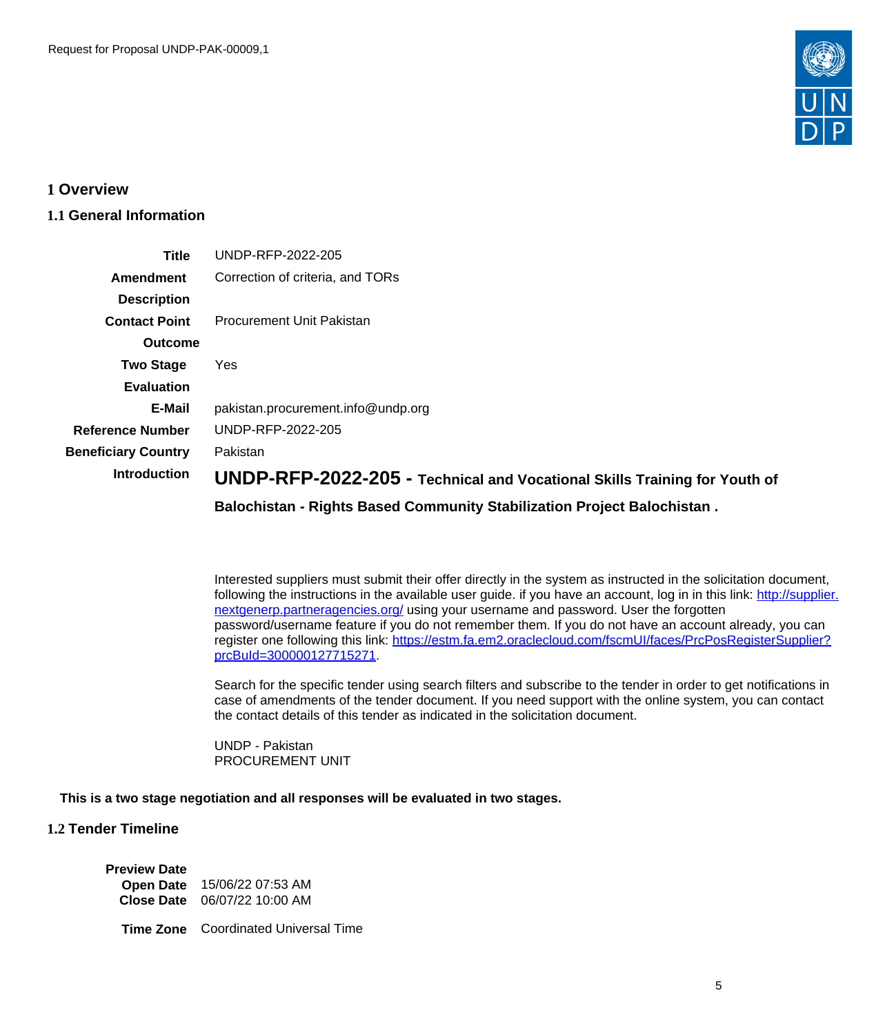# 1 Overview

## 1.1 General Information

| | |
|---|---|
| **Title** | UNDP-RFP-2022-205 |
| **Amendment Description** | Correction of criteria, and TORs |
| **Contact Point** | Procurement Unit Pakistan |
| **Outcome** | |
| **Two Stage Evaluation** | Yes |
| **E-Mail** | pakistan.procurement.info@undp.org |
| **Reference Number** | UNDP-RFP-2022-205 |
| **Beneficiary Country** | Pakistan |
| **Introduction** | **UNDP-RFP-2022-205 - Technical and Vocational Skills Training for Youth of Balochistan - Rights Based Community Stabilization Project Balochistan .** |

Interested suppliers must submit their offer directly in the system as instructed in the solicitation document, following the instructions in the available user guide. if you have an account, log in in this link: [http://supplier.nextgenerp.partneragencies.org/](http://supplier.nextgenerp.partneragencies.org/) using your username and password. User the forgotten password/username feature if you do not remember them. If you do not have an account already, you can register one following this link: [https://estm.fa.em2.oraclecloud.com/fscmUI/faces/PrcPosRegisterSupplier?prcBuId=300000127715271](https://estm.fa.em2.oraclecloud.com/fscmUI/faces/PrcPosRegisterSupplier?prcBuId=300000127715271).

Search for the specific tender using search filters and subscribe to the tender in order to get notifications in case of amendments of the tender document. If you need support with the online system, you can contact the contact details of this tender as indicated in the solicitation document.

UNDP - Pakistan
PROCUREMENT UNIT

**This is a two stage negotiation and all responses will be evaluated in two stages.**

## 1.2 Tender Timeline

| | |
|---|---|
| **Preview Date** | |
| **Open Date** | 15/06/22 07:53 AM |
| **Close Date** | 06/07/22 10:00 AM |
| **Time Zone** | Coordinated Universal Time |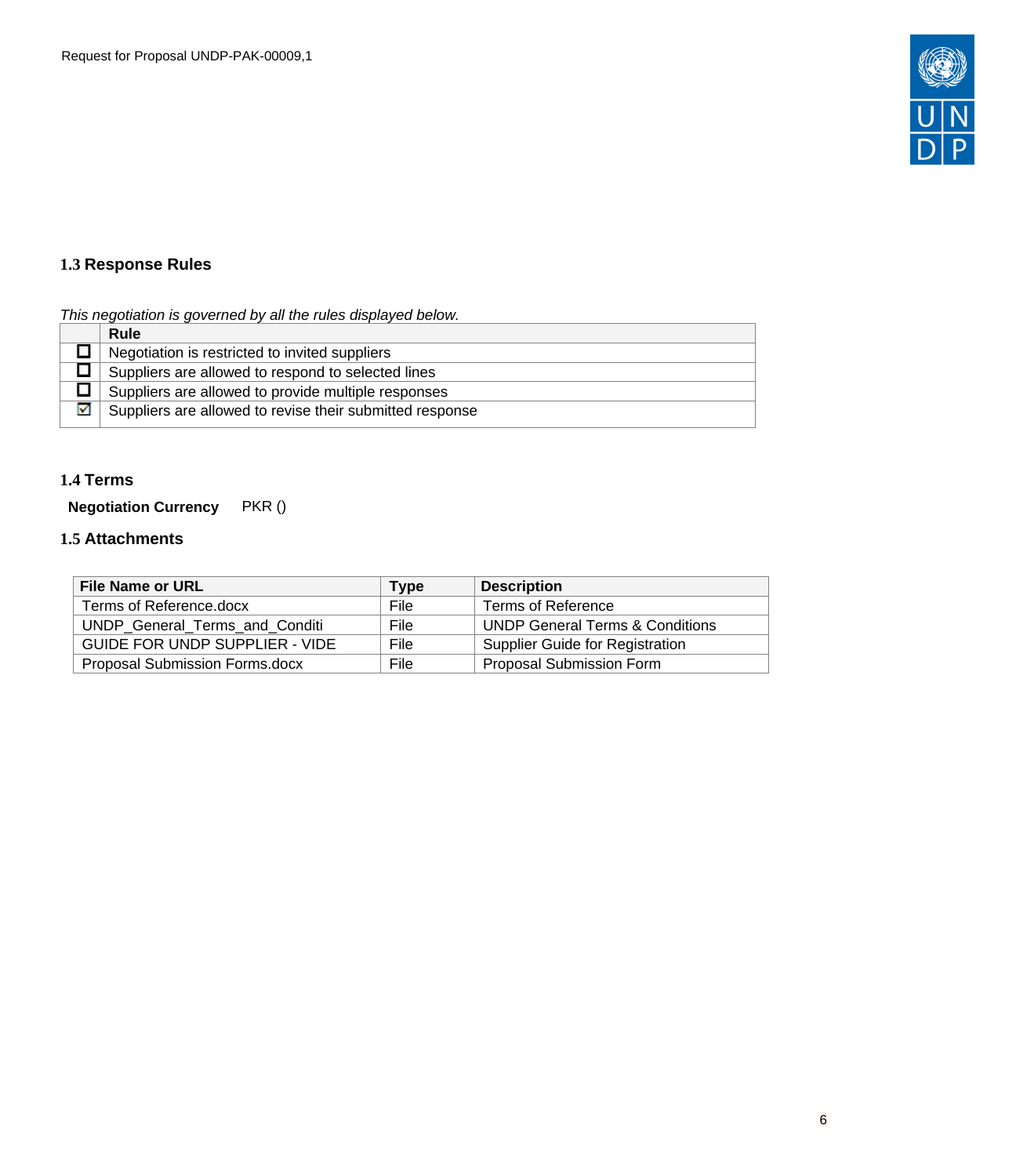### 1.3 Response Rules

*This negotiation is governed by all the rules displayed below.*

| | Rule |
|---|---|
| ☐ | Negotiation is restricted to invited suppliers |
| ☐ | Suppliers are allowed to respond to selected lines |
| ☐ | Suppliers are allowed to provide multiple responses |
| ☑ | Suppliers are allowed to revise their submitted response |

### 1.4 Terms

**Negotiation Currency** PKR ()

### 1.5 Attachments

| File Name or URL | Type | Description |
|---|---|---|
| Terms of Reference.docx | File | Terms of Reference |
| UNDP_General_Terms_and_Conditi | File | UNDP General Terms & Conditions |
| GUIDE FOR UNDP SUPPLIER - VIDE | File | Supplier Guide for Registration |
| Proposal Submission Forms.docx | File | Proposal Submission Form |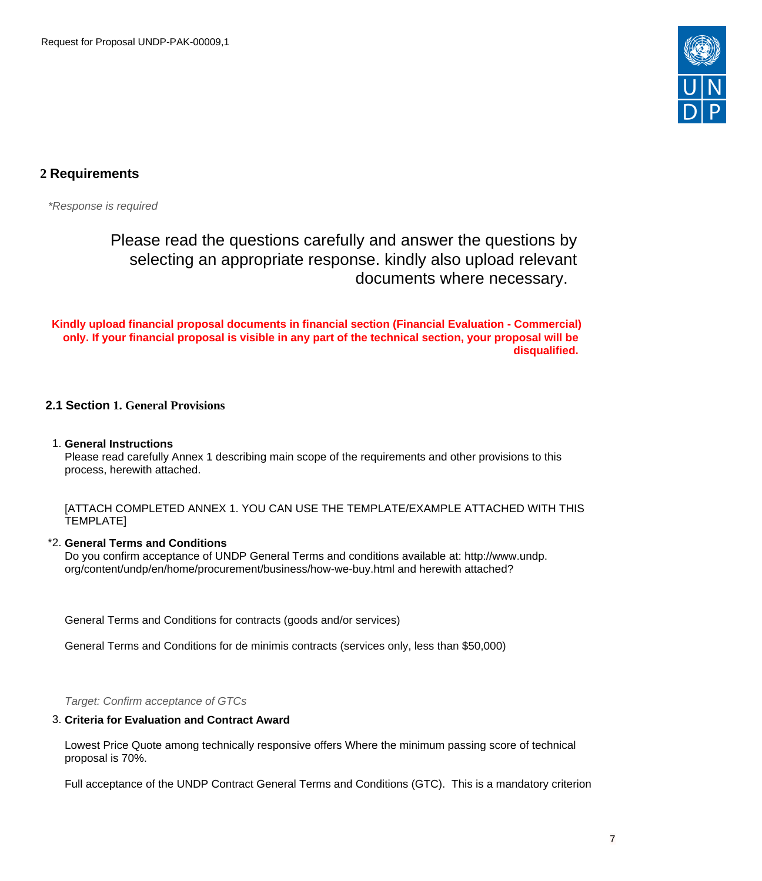## 2 Requirements

*\*Response is required*

Please read the questions carefully and answer the questions by selecting an appropriate response. kindly also upload relevant documents where necessary.

**Kindly upload financial proposal documents in financial section (Financial Evaluation - Commercial) only. If your financial proposal is visible in any part of the technical section, your proposal will be disqualified.**

### 2.1 Section 1. General Provisions

1. **General Instructions**
   Please read carefully Annex 1 describing main scope of the requirements and other provisions to this process, herewith attached.

   [ATTACH COMPLETED ANNEX 1. YOU CAN USE THE TEMPLATE/EXAMPLE ATTACHED WITH THIS TEMPLATE]

*2. **General Terms and Conditions**
   Do you confirm acceptance of UNDP General Terms and conditions available at: http://www.undp.org/content/undp/en/home/procurement/business/how-we-buy.html and herewith attached?

   General Terms and Conditions for contracts (goods and/or services)

   General Terms and Conditions for de minimis contracts (services only, less than $50,000)

   *Target: Confirm acceptance of GTCs*

3. **Criteria for Evaluation and Contract Award**

   Lowest Price Quote among technically responsive offers Where the minimum passing score of technical proposal is 70%.

   Full acceptance of the UNDP Contract General Terms and Conditions (GTC). This is a mandatory criterion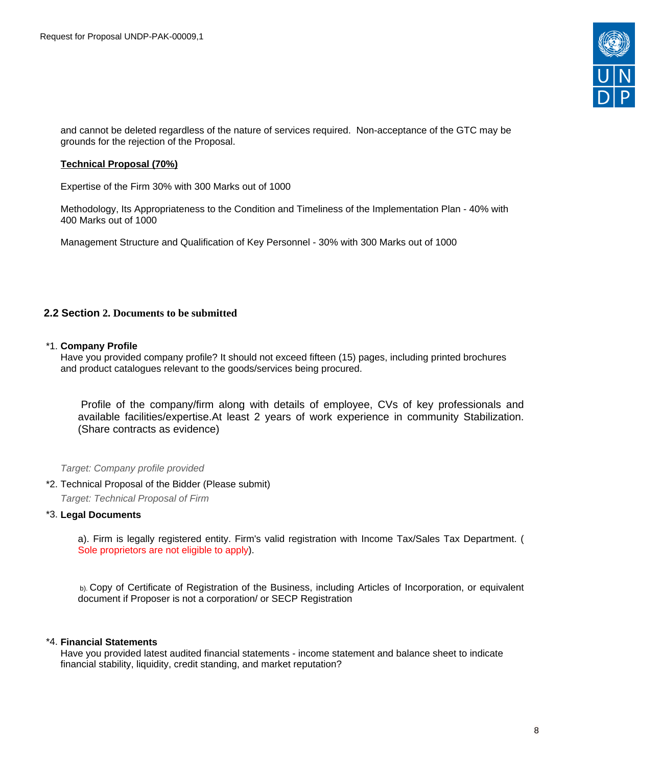and cannot be deleted regardless of the nature of services required.  Non-acceptance of the GTC may be grounds for the rejection of the Proposal.

**Technical Proposal (70%)**

Expertise of the Firm 30% with 300 Marks out of 1000

Methodology, Its Appropriateness to the Condition and Timeliness of the Implementation Plan - 40% with 400 Marks out of 1000

Management Structure and Qualification of Key Personnel - 30% with 300 Marks out of 1000

## 2.2 Section 2. Documents to be submitted

*1. **Company Profile**
Have you provided company profile? It should not exceed fifteen (15) pages, including printed brochures and product catalogues relevant to the goods/services being procured.

Profile of the company/firm along with details of employee, CVs of key professionals and available facilities/expertise.At least 2 years of work experience in community Stabilization. (Share contracts as evidence)

*Target: Company profile provided*

*2. Technical Proposal of the Bidder (Please submit)

*Target: Technical Proposal of Firm*

*3. **Legal Documents**

a). Firm is legally registered entity. Firm's valid registration with Income Tax/Sales Tax Department. ( Sole proprietors are not eligible to apply).

b). Copy of Certificate of Registration of the Business, including Articles of Incorporation, or equivalent document if Proposer is not a corporation/ or SECP Registration

*4. **Financial Statements**
Have you provided latest audited financial statements - income statement and balance sheet to indicate financial stability, liquidity, credit standing, and market reputation?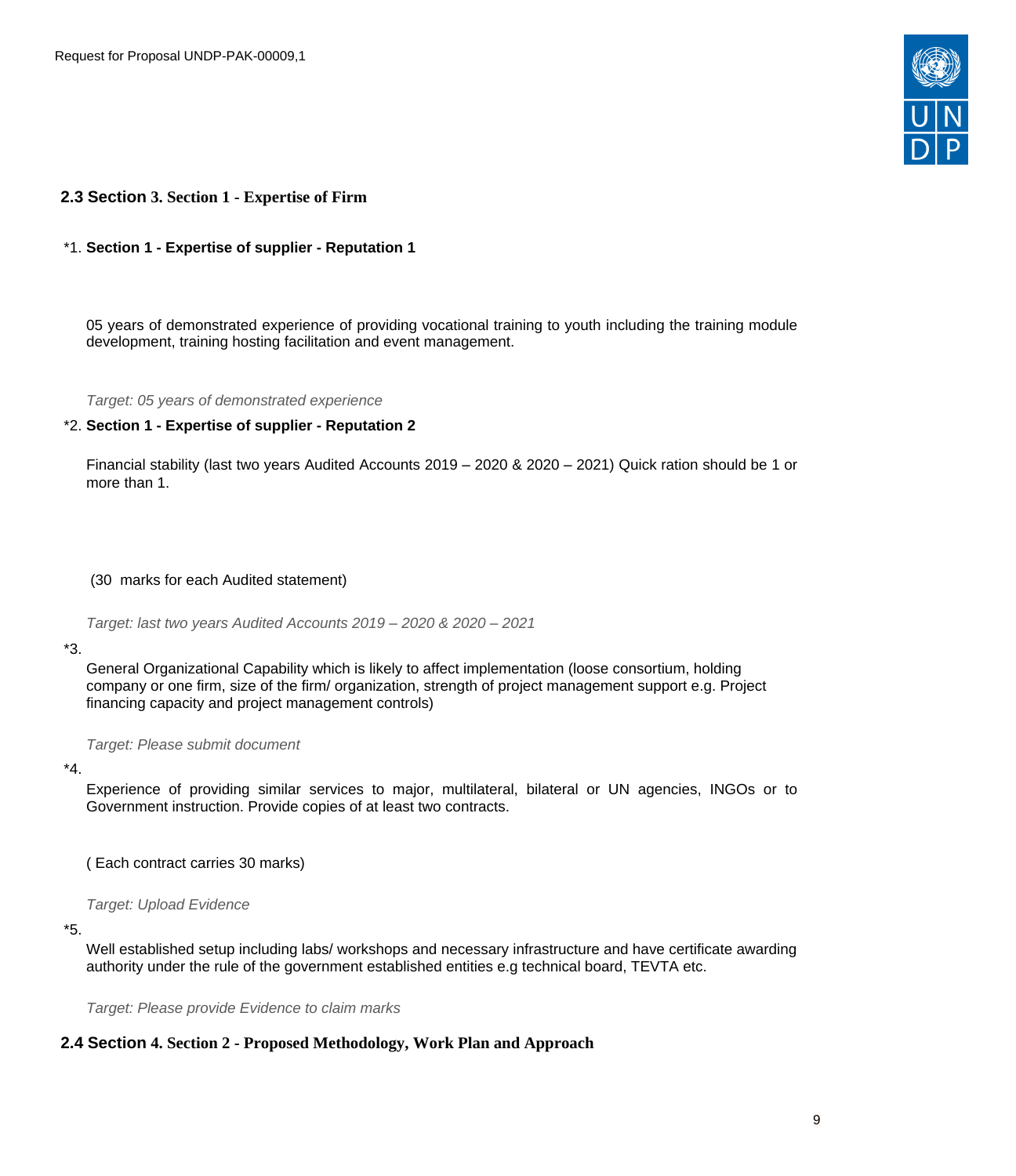## 2.3 Section 3. Section 1 - Expertise of Firm

*1. **Section 1 - Expertise of supplier - Reputation 1**

05 years of demonstrated experience of providing vocational training to youth including the training module development, training hosting facilitation and event management.

*Target: 05 years of demonstrated experience*

*2. **Section 1 - Expertise of supplier - Reputation 2**

Financial stability (last two years Audited Accounts 2019 – 2020 & 2020 – 2021) Quick ration should be 1 or more than 1.

(30 marks for each Audited statement)

*Target: last two years Audited Accounts 2019 – 2020 & 2020 – 2021*

*3.

General Organizational Capability which is likely to affect implementation (loose consortium, holding company or one firm, size of the firm/ organization, strength of project management support e.g. Project financing capacity and project management controls)

*Target: Please submit document*

*4.

Experience of providing similar services to major, multilateral, bilateral or UN agencies, INGOs or to Government instruction. Provide copies of at least two contracts.

( Each contract carries 30 marks)

*Target: Upload Evidence*

*5.

Well established setup including labs/ workshops and necessary infrastructure and have certificate awarding authority under the rule of the government established entities e.g technical board, TEVTA etc.

*Target: Please provide Evidence to claim marks*

## 2.4 Section 4. Section 2 - Proposed Methodology, Work Plan and Approach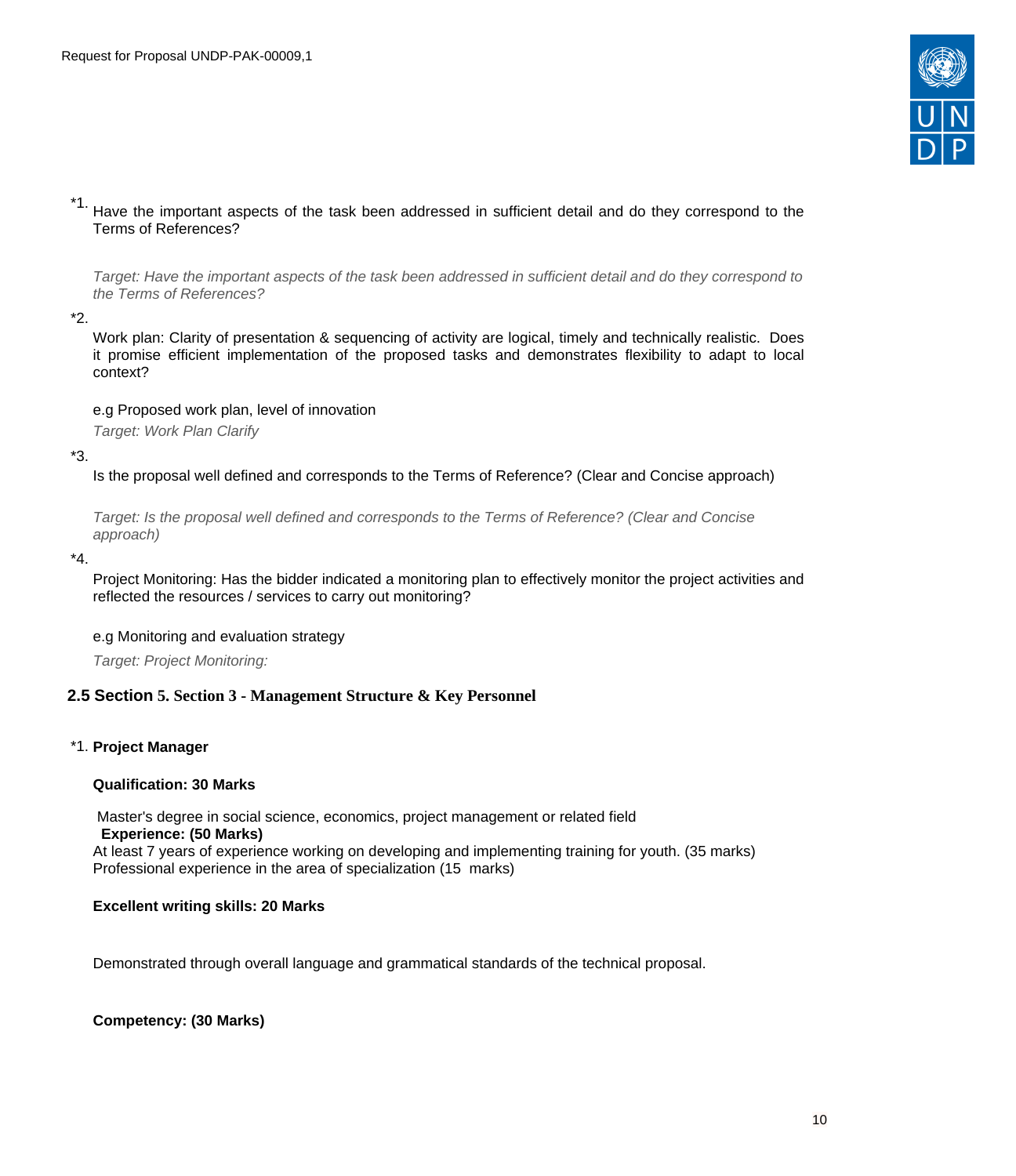*1. Have the important aspects of the task been addressed in sufficient detail and do they correspond to the Terms of References?

*Target: Have the important aspects of the task been addressed in sufficient detail and do they correspond to the Terms of References?*

*2.

Work plan: Clarity of presentation & sequencing of activity are logical, timely and technically realistic. Does it promise efficient implementation of the proposed tasks and demonstrates flexibility to adapt to local context?

e.g Proposed work plan, level of innovation

*Target: Work Plan Clarify*

*3.

Is the proposal well defined and corresponds to the Terms of Reference? (Clear and Concise approach)

*Target: Is the proposal well defined and corresponds to the Terms of Reference? (Clear and Concise approach)*

*4.

Project Monitoring: Has the bidder indicated a monitoring plan to effectively monitor the project activities and reflected the resources / services to carry out monitoring?

e.g Monitoring and evaluation strategy

*Target: Project Monitoring:*

## 2.5 Section 5. Section 3 - Management Structure & Key Personnel

*1. **Project Manager**

**Qualification: 30 Marks**

Master's degree in social science, economics, project management or related field

**Experience: (50 Marks)**

At least 7 years of experience working on developing and implementing training for youth. (35 marks)

Professional experience in the area of specialization (15 marks)

**Excellent writing skills: 20 Marks**

Demonstrated through overall language and grammatical standards of the technical proposal.

**Competency: (30 Marks)**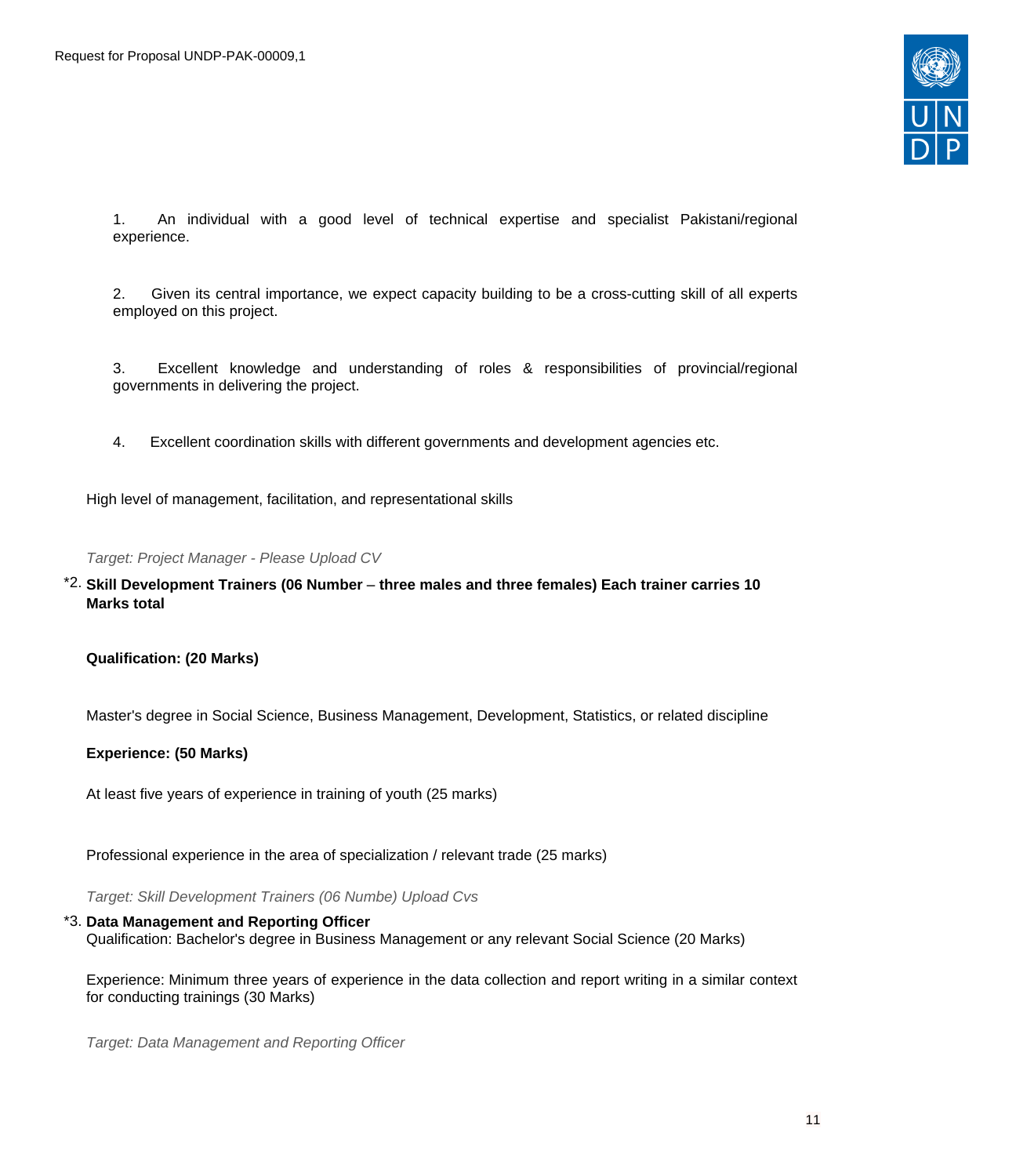1. An individual with a good level of technical expertise and specialist Pakistani/regional experience.

2. Given its central importance, we expect capacity building to be a cross-cutting skill of all experts employed on this project.

3. Excellent knowledge and understanding of roles & responsibilities of provincial/regional governments in delivering the project.

4. Excellent coordination skills with different governments and development agencies etc.

High level of management, facilitation, and representational skills

*Target: Project Manager - Please Upload CV*

*2. **Skill Development Trainers (06 Number – three males and three females) Each trainer carries 10 Marks total**

**Qualification: (20 Marks)**

Master's degree in Social Science, Business Management, Development, Statistics, or related discipline

**Experience: (50 Marks)**

At least five years of experience in training of youth (25 marks)

Professional experience in the area of specialization / relevant trade (25 marks)

*Target: Skill Development Trainers (06 Numbe) Upload Cvs*

*3. **Data Management and Reporting Officer**
Qualification: Bachelor's degree in Business Management or any relevant Social Science (20 Marks)

Experience: Minimum three years of experience in the data collection and report writing in a similar context for conducting trainings (30 Marks)

*Target: Data Management and Reporting Officer*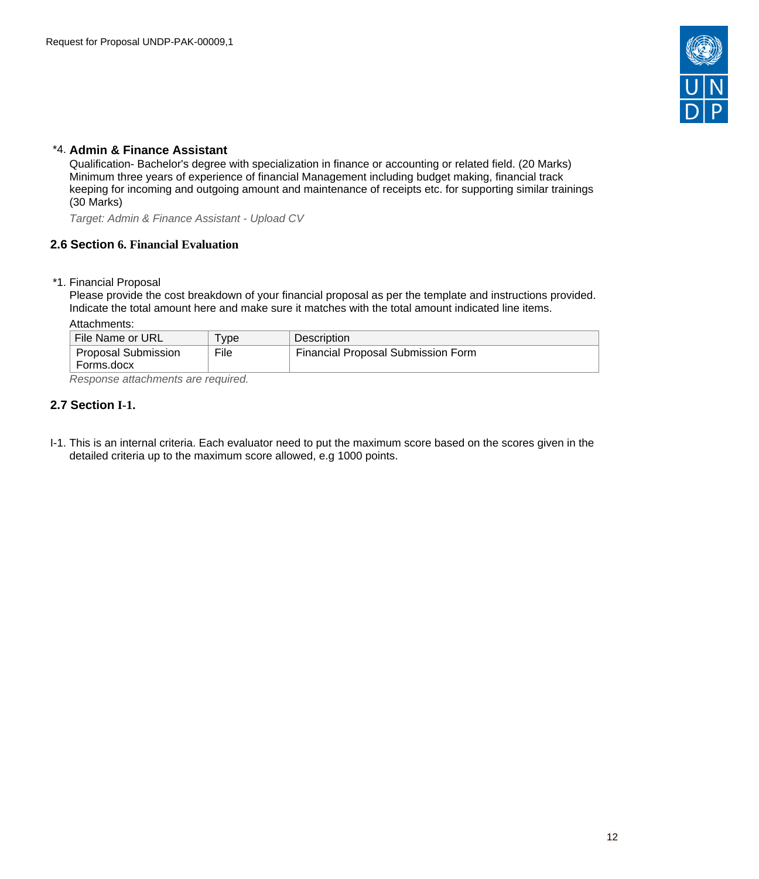*4. **Admin & Finance Assistant**

Qualification- Bachelor's degree with specialization in finance or accounting or related field. (20 Marks)
Minimum three years of experience of financial Management including budget making, financial track keeping for incoming and outgoing amount and maintenance of receipts etc. for supporting similar trainings (30 Marks)

*Target: Admin & Finance Assistant - Upload CV*

### 2.6 Section 6. Financial Evaluation

*1. Financial Proposal

Please provide the cost breakdown of your financial proposal as per the template and instructions provided. Indicate the total amount here and make sure it matches with the total amount indicated line items.

Attachments:

| File Name or URL | Type | Description |
|---|---|---|
| Proposal Submission Forms.docx | File | Financial Proposal Submission Form |

*Response attachments are required.*

### 2.7 Section I-1.

I-1. This is an internal criteria. Each evaluator need to put the maximum score based on the scores given in the detailed criteria up to the maximum score allowed, e.g 1000 points.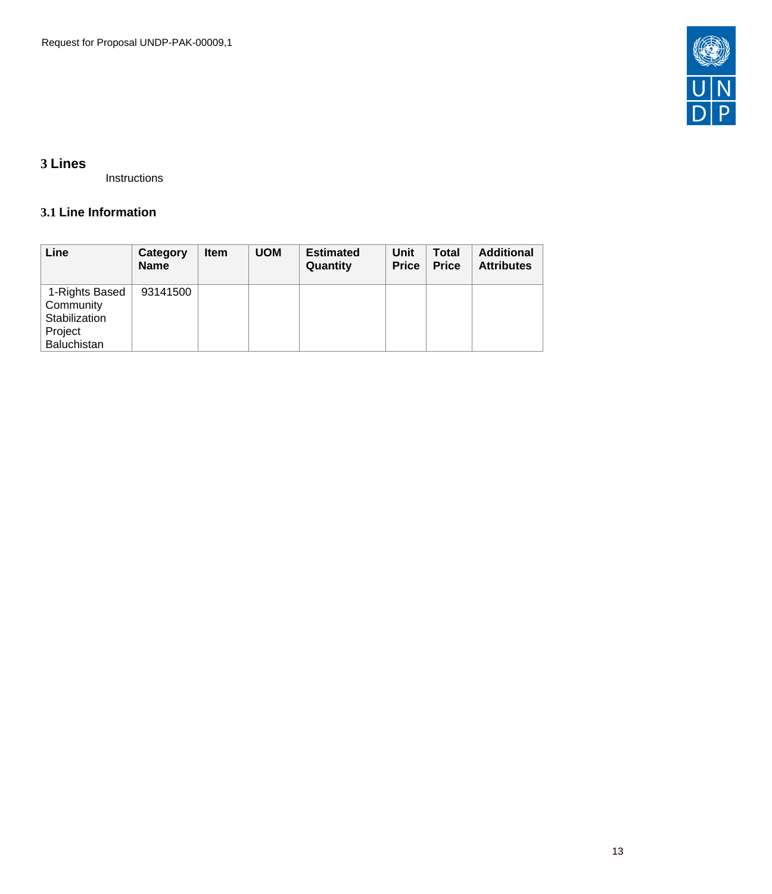## 3 Lines

Instructions

### 3.1 Line Information

| Line | Category Name | Item | UOM | Estimated Quantity | Unit Price | Total Price | Additional Attributes |
|---|---|---|---|---|---|---|---|
| 1-Rights Based Community Stabilization Project Baluchistan | 93141500 | | | | | | |